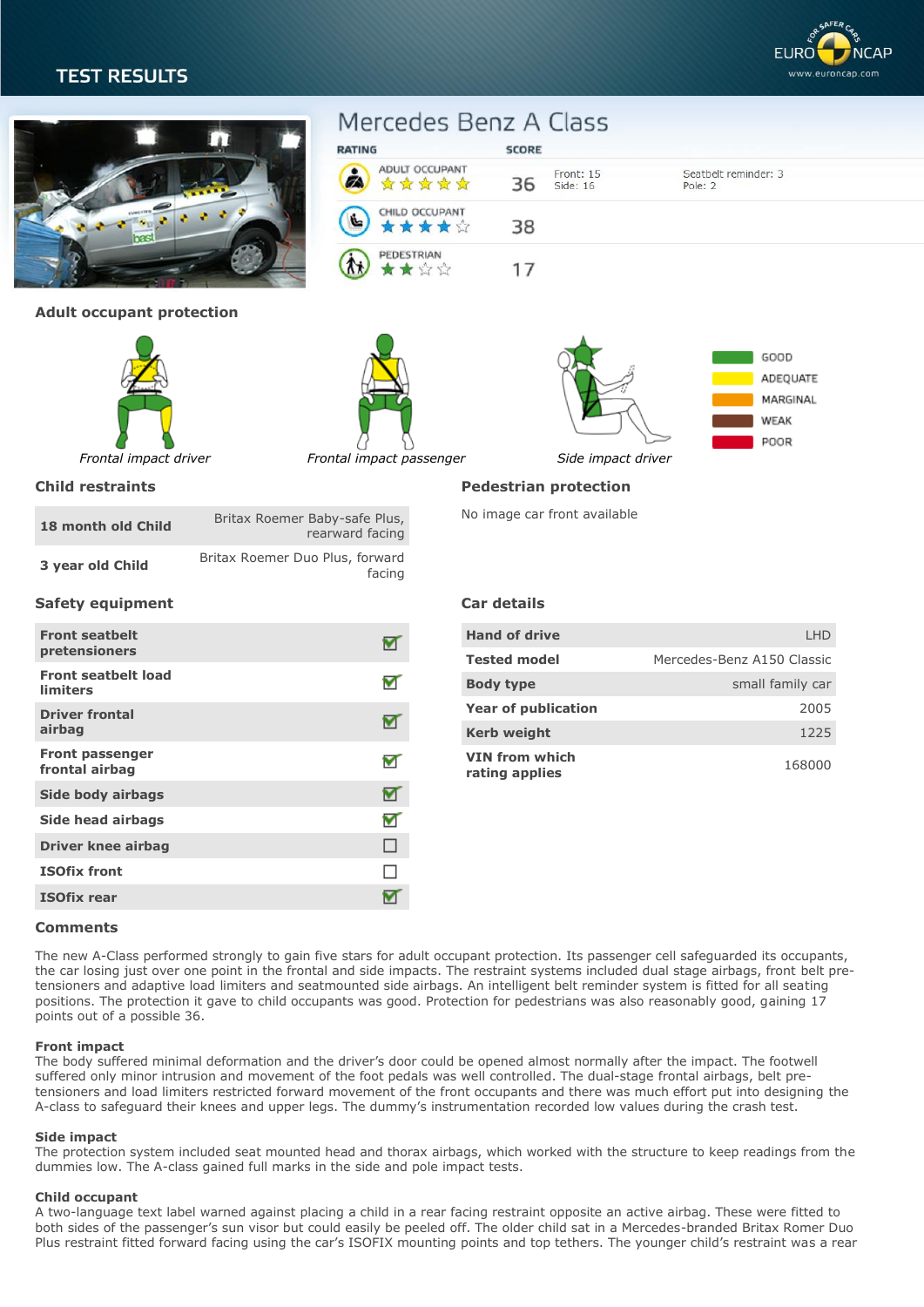# TEST RESULTS

EURO NCAP — FOR SAFER CARS — www.euroncap.com

## Mercedes Benz A Class

| RATING | SCORE | | |
|---|---|---|---|
| ADULT OCCUPANT ★★★★★ | 36 | Front: 15<br>Side: 16 | Seatbelt reminder: 3<br>Pole: 2 |
| CHILD OCCUPANT ★★★★☆ | 38 | | |
| PEDESTRIAN ★★☆☆ | 17 | | |

### Adult occupant protection

*Frontal impact driver* — *Frontal impact passenger* — *Side impact driver*

GOOD — ADEQUATE — MARGINAL — WEAK — POOR

### Child restraints

| | |
|---|---|
| 18 month old Child | Britax Roemer Baby-safe Plus, rearward facing |
| 3 year old Child | Britax Roemer Duo Plus, forward facing |

### Pedestrian protection

No image car front available

### Safety equipment

| | |
|---|---|
| Front seatbelt pretensioners | ☑ |
| Front seatbelt load limiters | ☑ |
| Driver frontal airbag | ☑ |
| Front passenger frontal airbag | ☑ |
| Side body airbags | ☑ |
| Side head airbags | ☑ |
| Driver knee airbag | ☐ |
| ISOfix front | ☐ |
| ISOfix rear | ☑ |

### Car details

| | |
|---|---|
| Hand of drive | LHD |
| Tested model | Mercedes-Benz A150 Classic |
| Body type | small family car |
| Year of publication | 2005 |
| Kerb weight | 1225 |
| VIN from which rating applies | 168000 |

### Comments

The new A-Class performed strongly to gain five stars for adult occupant protection. Its passenger cell safeguarded its occupants, the car losing just over one point in the frontal and side impacts. The restraint systems included dual stage airbags, front belt pre-tensioners and adaptive load limiters and seatmounted side airbags. An intelligent belt reminder system is fitted for all seating positions. The protection it gave to child occupants was good. Protection for pedestrians was also reasonably good, gaining 17 points out of a possible 36.

**Front impact**
The body suffered minimal deformation and the driver's door could be opened almost normally after the impact. The footwell suffered only minor intrusion and movement of the foot pedals was well controlled. The dual-stage frontal airbags, belt pre-tensioners and load limiters restricted forward movement of the front occupants and there was much effort put into designing the A-class to safeguard their knees and upper legs. The dummy's instrumentation recorded low values during the crash test.

**Side impact**
The protection system included seat mounted head and thorax airbags, which worked with the structure to keep readings from the dummies low. The A-class gained full marks in the side and pole impact tests.

**Child occupant**
A two-language text label warned against placing a child in a rear facing restraint opposite an active airbag. These were fitted to both sides of the passenger's sun visor but could easily be peeled off. The older child sat in a Mercedes-branded Britax Romer Duo Plus restraint fitted forward facing using the car's ISOFIX mounting points and top tethers. The younger child's restraint was a rear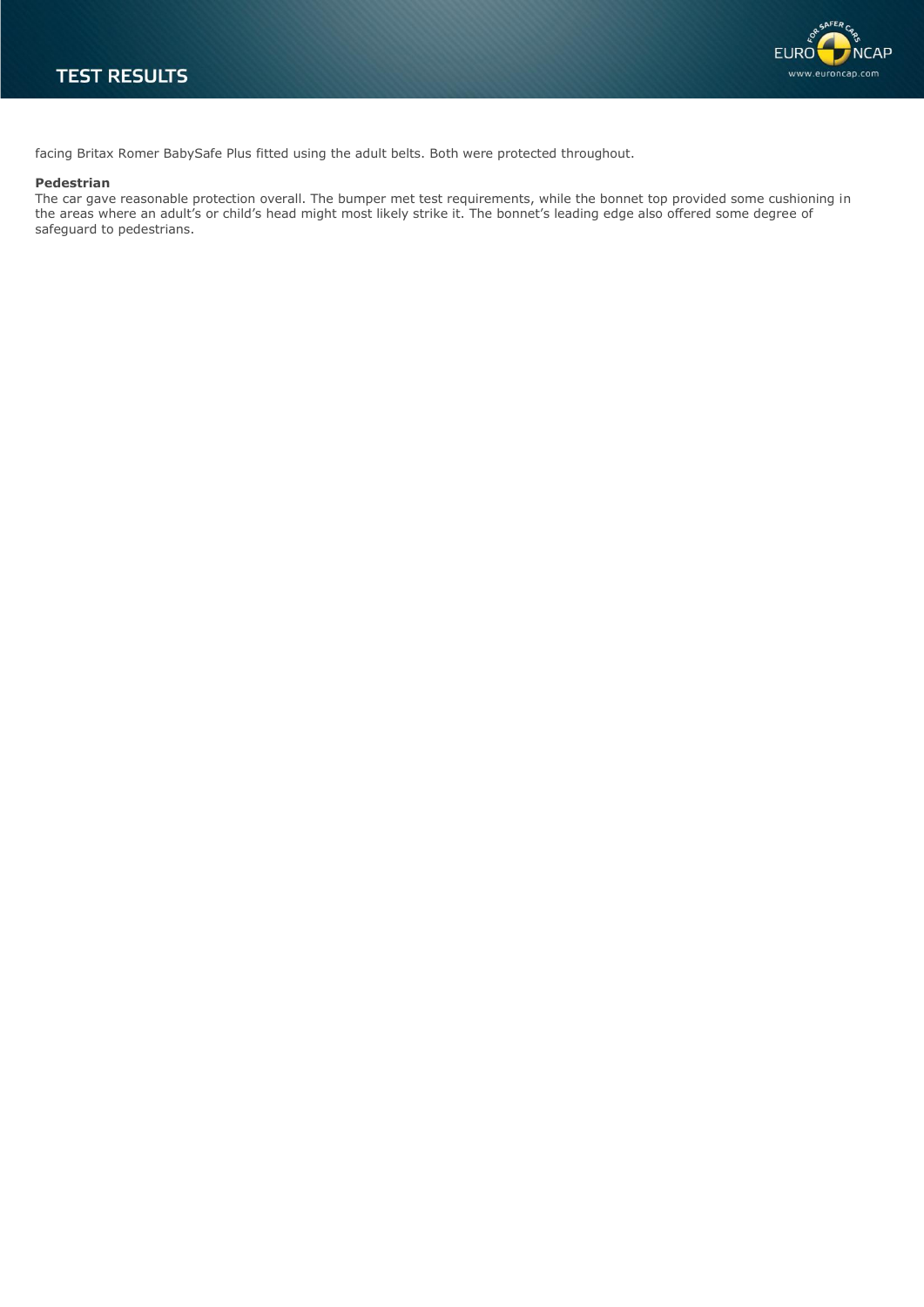facing Britax Romer BabySafe Plus fitted using the adult belts. Both were protected throughout.

**Pedestrian**

The car gave reasonable protection overall. The bumper met test requirements, while the bonnet top provided some cushioning in the areas where an adult's or child's head might most likely strike it. The bonnet's leading edge also offered some degree of safeguard to pedestrians.